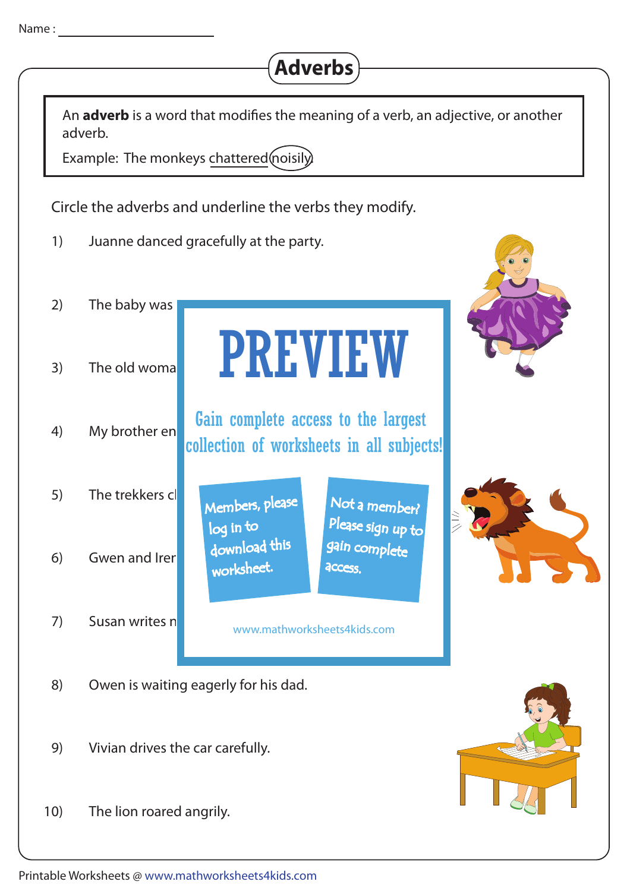Name : ______________________

# Adverbs

An **adverb** is a word that modifies the meaning of a verb, an adjective, or another adverb.

Example: The monkeys chattered noisily.

Circle the adverbs and underline the verbs they modify.

1) Juanne danced gracefully at the party.

2) The baby was

3) The old woma

4) My brother en

5) The trekkers cl

6) Gwen and Irer

7) Susan writes n

PREVIEW

Gain complete access to the largest collection of worksheets in all subjects!

Members, please log in to download this worksheet.

Not a member? Please sign up to gain complete access.

www.mathworksheets4kids.com

8) Owen is waiting eagerly for his dad.

9) Vivian drives the car carefully.

10) The lion roared angrily.

Printable Worksheets @ www.mathworksheets4kids.com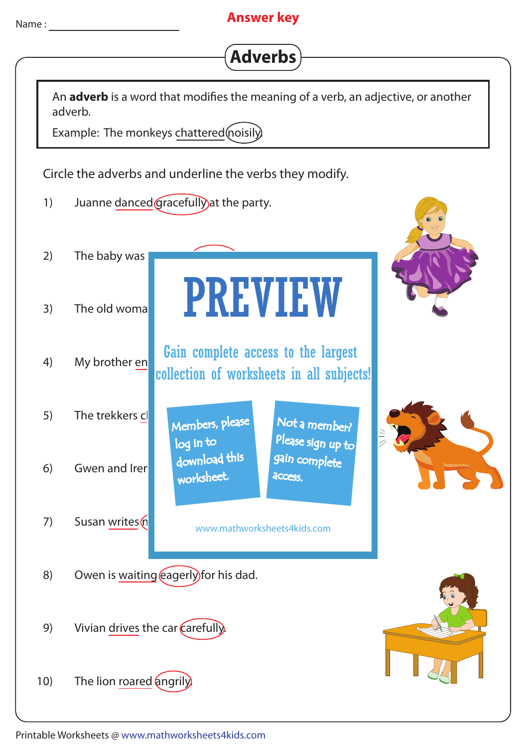Name : ______________________

**Answer key**

# Adverbs

An **adverb** is a word that modifies the meaning of a verb, an adjective, or another adverb.

Example: The monkeys chattered noisily.

Circle the adverbs and underline the verbs they modify.

1) Juanne danced gracefully at the party.

2) The baby was

3) The old woma

4) My brother en

5) The trekkers cl

6) Gwen and Irer

7) Susan writes n

8) Owen is waiting eagerly for his dad.

9) Vivian drives the car carefully.

10) The lion roared angrily.

PREVIEW

Gain complete access to the largest collection of worksheets in all subjects!

Members, please log in to download this worksheet.

Not a member? Please sign up to gain complete access.

www.mathworksheets4kids.com

Printable Worksheets @ www.mathworksheets4kids.com